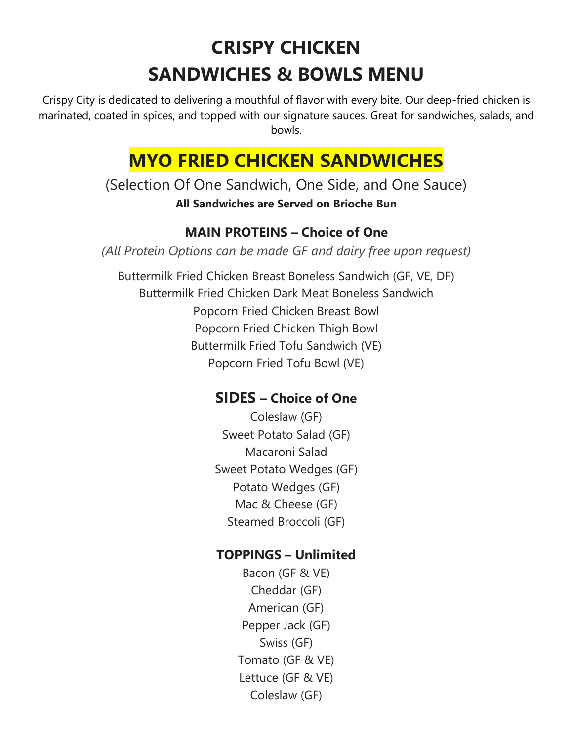# CRISPY CHICKEN SANDWICHES & BOWLS MENU

Crispy City is dedicated to delivering a mouthful of flavor with every bite. Our deep-fried chicken is marinated, coated in spices, and topped with our signature sauces. Great for sandwiches, salads, and bowls.

## MYO FRIED CHICKEN SANDWICHES

(Selection Of One Sandwich, One Side, and One Sauce)

**All Sandwiches are Served on Brioche Bun**

### MAIN PROTEINS – Choice of One

*(All Protein Options can be made GF and dairy free upon request)*

Buttermilk Fried Chicken Breast Boneless Sandwich (GF, VE, DF)
Buttermilk Fried Chicken Dark Meat Boneless Sandwich
Popcorn Fried Chicken Breast Bowl
Popcorn Fried Chicken Thigh Bowl
Buttermilk Fried Tofu Sandwich (VE)
Popcorn Fried Tofu Bowl (VE)

### SIDES – Choice of One

Coleslaw (GF)
Sweet Potato Salad (GF)
Macaroni Salad
Sweet Potato Wedges (GF)
Potato Wedges (GF)
Mac & Cheese (GF)
Steamed Broccoli (GF)

### TOPPINGS – Unlimited

Bacon (GF & VE)
Cheddar (GF)
American (GF)
Pepper Jack (GF)
Swiss (GF)
Tomato (GF & VE)
Lettuce (GF & VE)
Coleslaw (GF)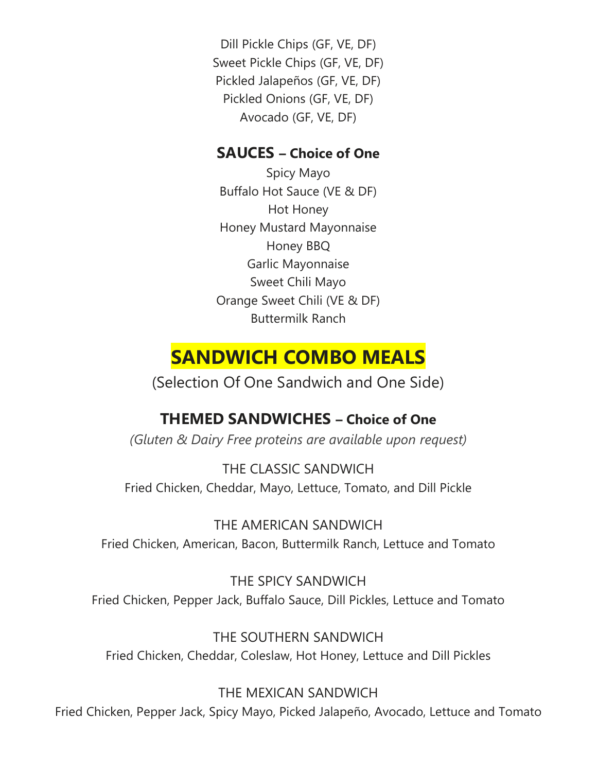Dill Pickle Chips (GF, VE, DF)
Sweet Pickle Chips (GF, VE, DF)
Pickled Jalapeños (GF, VE, DF)
Pickled Onions (GF, VE, DF)
Avocado (GF, VE, DF)

### SAUCES – Choice of One

Spicy Mayo
Buffalo Hot Sauce (VE & DF)
Hot Honey
Honey Mustard Mayonnaise
Honey BBQ
Garlic Mayonnaise
Sweet Chili Mayo
Orange Sweet Chili (VE & DF)
Buttermilk Ranch

## SANDWICH COMBO MEALS

(Selection Of One Sandwich and One Side)

### THEMED SANDWICHES – Choice of One

*(Gluten & Dairy Free proteins are available upon request)*

THE CLASSIC SANDWICH
Fried Chicken, Cheddar, Mayo, Lettuce, Tomato, and Dill Pickle

THE AMERICAN SANDWICH
Fried Chicken, American, Bacon, Buttermilk Ranch, Lettuce and Tomato

THE SPICY SANDWICH
Fried Chicken, Pepper Jack, Buffalo Sauce, Dill Pickles, Lettuce and Tomato

THE SOUTHERN SANDWICH
Fried Chicken, Cheddar, Coleslaw, Hot Honey, Lettuce and Dill Pickles

THE MEXICAN SANDWICH
Fried Chicken, Pepper Jack, Spicy Mayo, Picked Jalapeño, Avocado, Lettuce and Tomato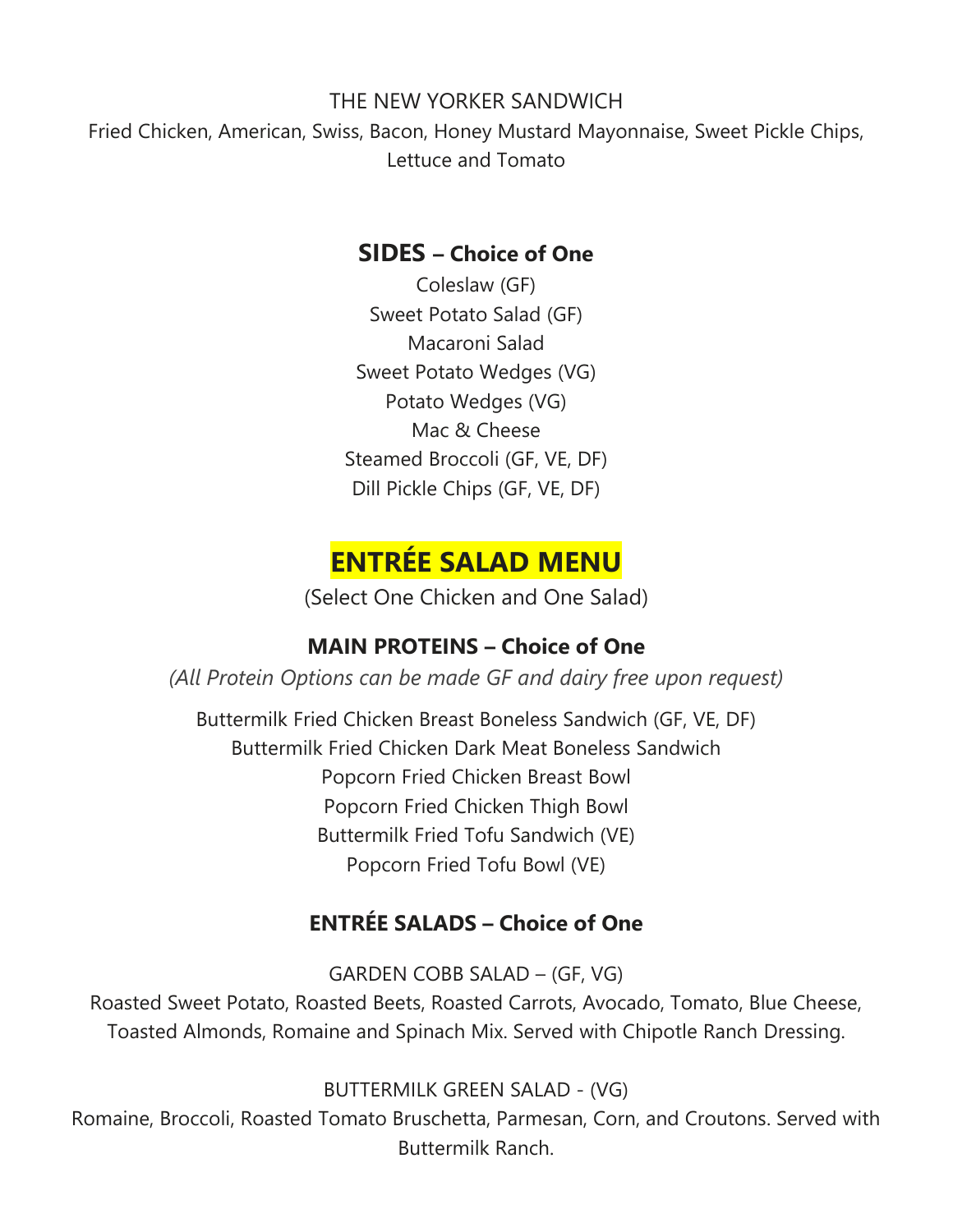THE NEW YORKER SANDWICH

Fried Chicken, American, Swiss, Bacon, Honey Mustard Mayonnaise, Sweet Pickle Chips, Lettuce and Tomato

### SIDES – Choice of One

Coleslaw (GF)
Sweet Potato Salad (GF)
Macaroni Salad
Sweet Potato Wedges (VG)
Potato Wedges (VG)
Mac & Cheese
Steamed Broccoli (GF, VE, DF)
Dill Pickle Chips (GF, VE, DF)

## ENTRÉE SALAD MENU

(Select One Chicken and One Salad)

### MAIN PROTEINS – Choice of One

*(All Protein Options can be made GF and dairy free upon request)*

Buttermilk Fried Chicken Breast Boneless Sandwich (GF, VE, DF)
Buttermilk Fried Chicken Dark Meat Boneless Sandwich
Popcorn Fried Chicken Breast Bowl
Popcorn Fried Chicken Thigh Bowl
Buttermilk Fried Tofu Sandwich (VE)
Popcorn Fried Tofu Bowl (VE)

### ENTRÉE SALADS – Choice of One

GARDEN COBB SALAD – (GF, VG)

Roasted Sweet Potato, Roasted Beets, Roasted Carrots, Avocado, Tomato, Blue Cheese, Toasted Almonds, Romaine and Spinach Mix. Served with Chipotle Ranch Dressing.

BUTTERMILK GREEN SALAD - (VG)

Romaine, Broccoli, Roasted Tomato Bruschetta, Parmesan, Corn, and Croutons. Served with Buttermilk Ranch.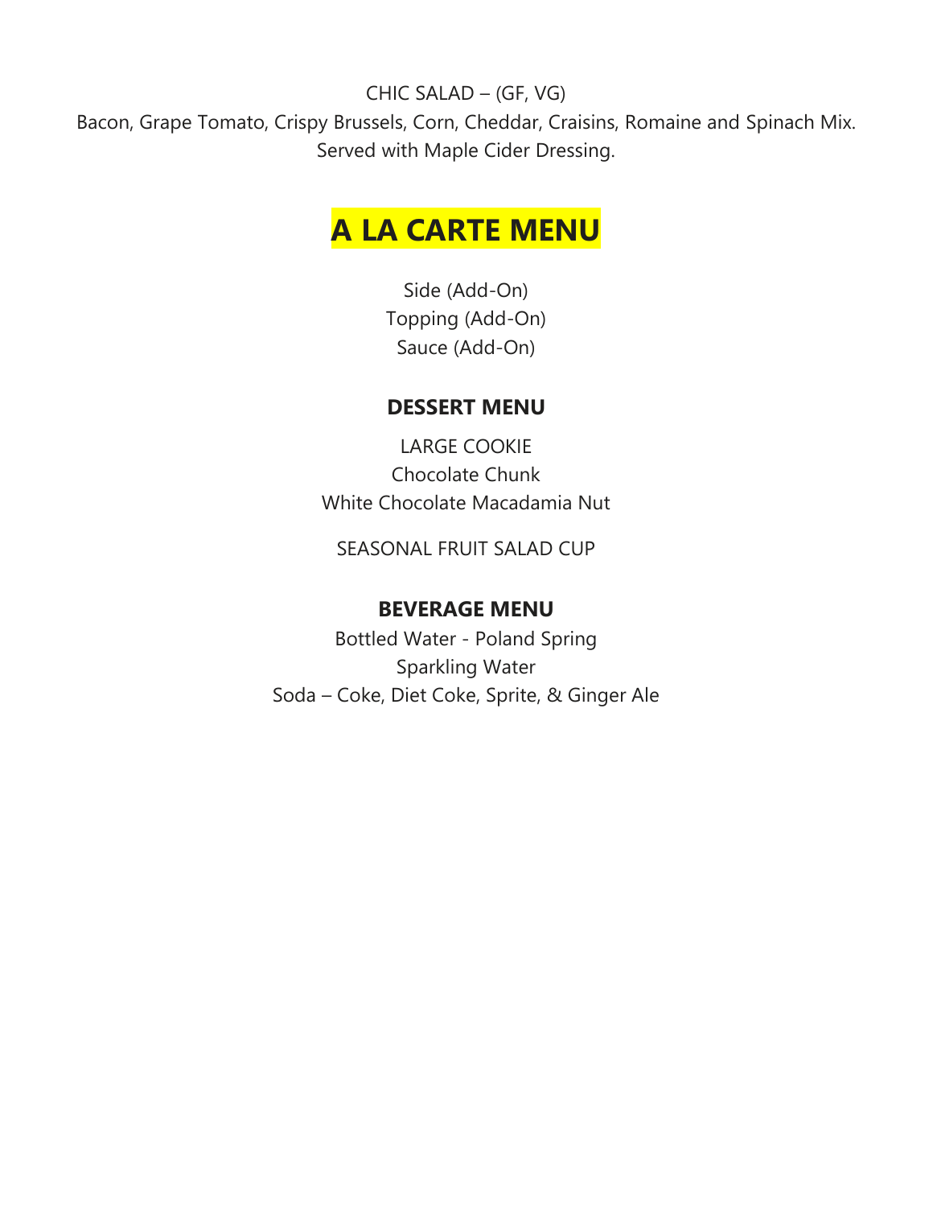CHIC SALAD – (GF, VG)
Bacon, Grape Tomato, Crispy Brussels, Corn, Cheddar, Craisins, Romaine and Spinach Mix.
Served with Maple Cider Dressing.

# A LA CARTE MENU

Side (Add-On)
Topping (Add-On)
Sauce (Add-On)

## DESSERT MENU

LARGE COOKIE
Chocolate Chunk
White Chocolate Macadamia Nut

SEASONAL FRUIT SALAD CUP

## BEVERAGE MENU

Bottled Water - Poland Spring
Sparkling Water
Soda – Coke, Diet Coke, Sprite, & Ginger Ale